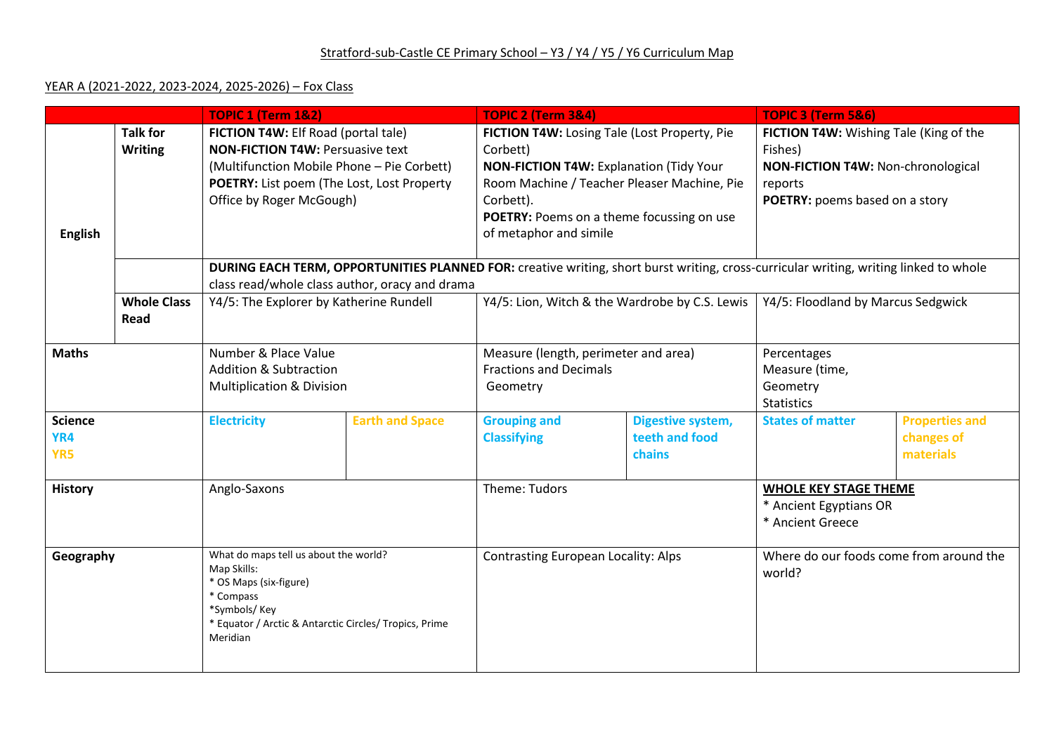Stratford-sub-Castle CE Primary School – Y3 / Y4 / Y5 / Y6 Curriculum Map

YEAR A (2021-2022, 2023-2024, 2025-2026) – Fox Class

| | | TOPIC 1 (Term 1&2) | | TOPIC 2 (Term 3&4) | | TOPIC 3 (Term 5&6) | |
|---|---|---|---|---|---|---|---|
| **English** | **Talk for Writing** | **FICTION T4W:** Elf Road (portal tale)<br>**NON-FICTION T4W:** Persuasive text (Multifunction Mobile Phone – Pie Corbett)<br>**POETRY:** List poem (The Lost, Lost Property Office by Roger McGough) | | **FICTION T4W:** Losing Tale (Lost Property, Pie Corbett)<br>**NON-FICTION T4W:** Explanation (Tidy Your Room Machine / Teacher Pleaser Machine, Pie Corbett).<br>**POETRY:** Poems on a theme focussing on use of metaphor and simile | | **FICTION T4W:** Wishing Tale (King of the Fishes)<br>**NON-FICTION T4W:** Non-chronological reports<br>**POETRY:** poems based on a story | |
| | | **DURING EACH TERM, OPPORTUNITIES PLANNED FOR:** creative writing, short burst writing, cross-curricular writing, writing linked to whole class read/whole class author, oracy and drama | | | | | |
| | **Whole Class Read** | Y4/5: The Explorer by Katherine Rundell | | Y4/5: Lion, Witch & the Wardrobe by C.S. Lewis | | Y4/5: Floodland by Marcus Sedgwick | |
| **Maths** | | Number & Place Value<br>Addition & Subtraction<br>Multiplication & Division | | Measure (length, perimeter and area)<br>Fractions and Decimals<br>Geometry | | Percentages<br>Measure (time,<br>Geometry<br>Statistics | |
| **Science**<br>YR4<br>YR5 | | Electricity | Earth and Space | Grouping and Classifying | Digestive system, teeth and food chains | States of matter | Properties and changes of materials |
| **History** | | Anglo-Saxons | | Theme: Tudors | | **WHOLE KEY STAGE THEME**<br>* Ancient Egyptians OR<br>* Ancient Greece | |
| **Geography** | | What do maps tell us about the world?<br>Map Skills:<br>* OS Maps (six-figure)<br>* Compass<br>*Symbols/ Key<br>* Equator / Arctic & Antarctic Circles/ Tropics, Prime Meridian | | Contrasting European Locality: Alps | | Where do our foods come from around the world? | |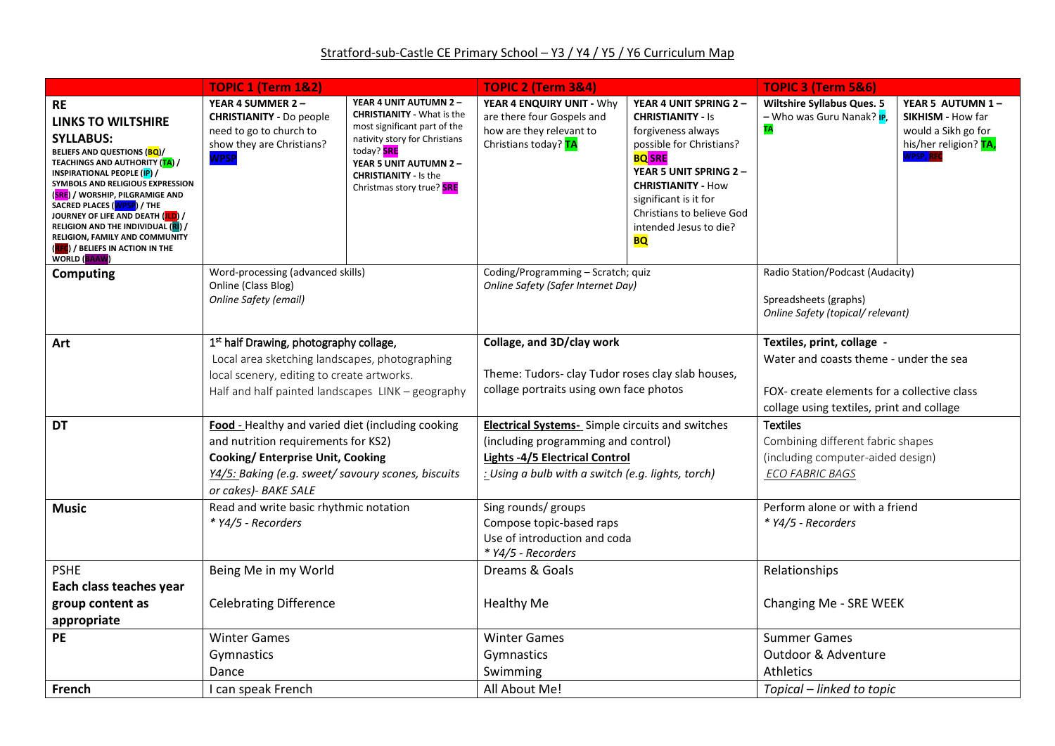Stratford-sub-Castle CE Primary School – Y3 / Y4 / Y5 / Y6 Curriculum Map

| | TOPIC 1 (Term 1&2) | | TOPIC 2 (Term 3&4) | | TOPIC 3 (Term 5&6) | |
|---|---|---|---|---|---|---|
| **RE** **LINKS TO WILTSHIRE SYLLABUS:** BELIEFS AND QUESTIONS (BQ)/ TEACHINGS AND AUTHORITY (TA) / INSPIRATIONAL PEOPLE (IP) / SYMBOLS AND RELIGIOUS EXPRESSION (SRE) / WORSHIP, PILGRAMIGE AND SACRED PLACES (WPSP) / THE JOURNEY OF LIFE AND DEATH (JLD) / RELIGION AND THE INDIVIDUAL (RI) / RELIGION, FAMILY AND COMMUNITY (RFC) / BELIEFS IN ACTION IN THE WORLD (BAAW) | **YEAR 4 SUMMER 2 – CHRISTIANITY -** Do people need to go to church to show they are Christians? **WPSP** | **YEAR 4 UNIT AUTUMN 2 – CHRISTIANITY -** What is the most significant part of the nativity story for Christians today? **SRE** **YEAR 5 UNIT AUTUMN 2 – CHRISTIANITY -** Is the Christmas story true? **SRE** | **YEAR 4 ENQUIRY UNIT -** Why are there four Gospels and how are they relevant to Christians today? **TA** | **YEAR 4 UNIT SPRING 2 – CHRISTIANITY -** Is forgiveness always possible for Christians? **BQ SRE** **YEAR 5 UNIT SPRING 2 – CHRISTIANITY -** How significant is it for Christians to believe God intended Jesus to die? **BQ** | **Wiltshire Syllabus Ques. 5 –** Who was Guru Nanak? **IP, TA** | **YEAR 5 AUTUMN 1 – SIKHISM -** How far would a Sikh go for his/her religion? **TA, WPSP, RFC** |
| **Computing** | Word-processing (advanced skills) Online (Class Blog) *Online Safety (email)* | | Coding/Programming – Scratch; quiz *Online Safety (Safer Internet Day)* | | Radio Station/Podcast (Audacity) Spreadsheets (graphs) *Online Safety (topical/ relevant)* | |
| **Art** | 1st half Drawing, photography collage, Local area sketching landscapes, photographing local scenery, editing to create artworks. Half and half painted landscapes LINK – geography | | **Collage, and 3D/clay work** Theme: Tudors- clay Tudor roses clay slab houses, collage portraits using own face photos | | **Textiles, print, collage -** Water and coasts theme - under the sea FOX- create elements for a collective class collage using textiles, print and collage | |
| **DT** | **Food -** Healthy and varied diet (including cooking and nutrition requirements for KS2) **Cooking/ Enterprise Unit, Cooking** *Y4/5: Baking (e.g. sweet/ savoury scones, biscuits or cakes)- BAKE SALE* | | **Electrical Systems-** Simple circuits and switches (including programming and control) **Lights -4/5 Electrical Control** *: Using a bulb with a switch (e.g. lights, torch)* | | Textiles Combining different fabric shapes (including computer-aided design) *ECO FABRIC BAGS* | |
| **Music** | Read and write basic rhythmic notation *\* Y4/5 - Recorders* | | Sing rounds/ groups Compose topic-based raps Use of introduction and coda *\* Y4/5 - Recorders* | | Perform alone or with a friend *\* Y4/5 - Recorders* | |
| PSHE **Each class teaches year group content as appropriate** | Being Me in my World Celebrating Difference | | Dreams & Goals Healthy Me | | Relationships Changing Me - SRE WEEK | |
| **PE** | Winter Games Gymnastics Dance | | Winter Games Gymnastics Swimming | | Summer Games Outdoor & Adventure Athletics | |
| **French** | I can speak French | | All About Me! | | *Topical – linked to topic* | |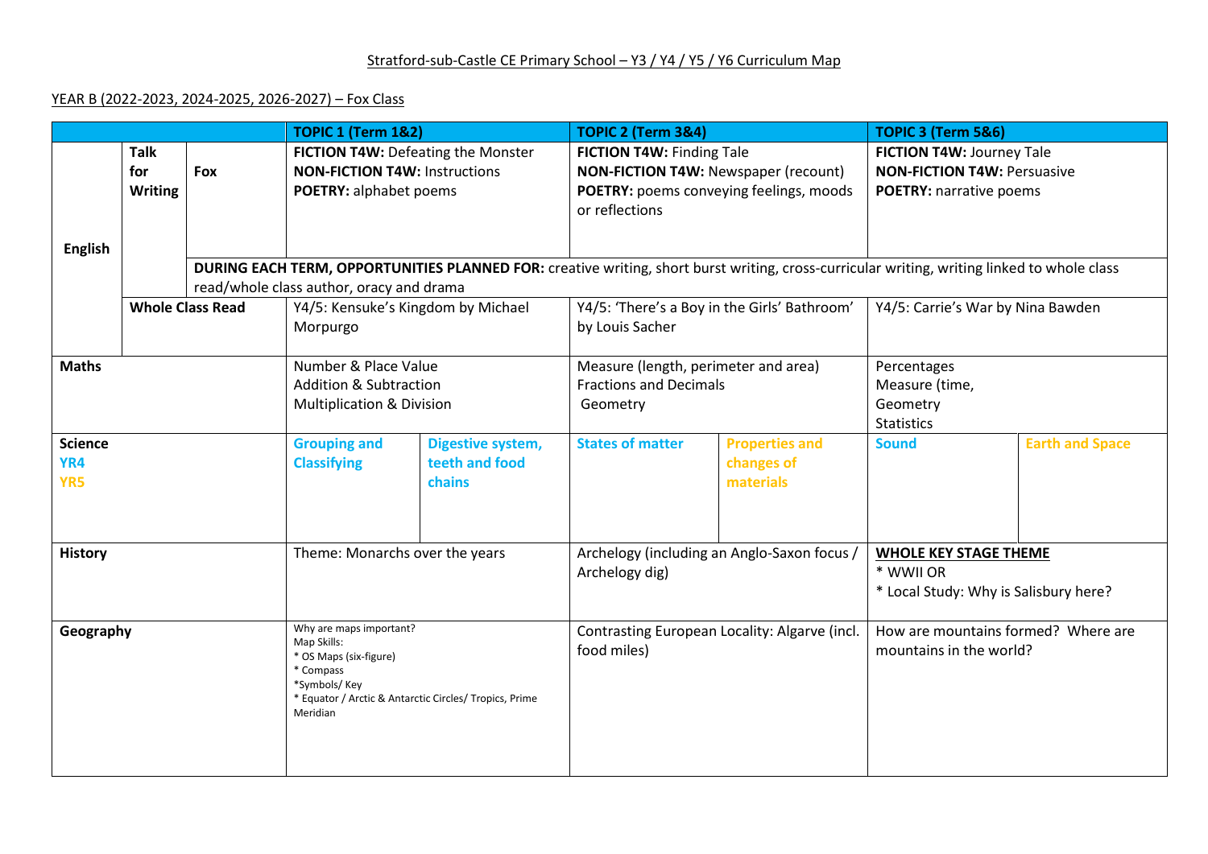Stratford-sub-Castle CE Primary School – Y3 / Y4 / Y5 / Y6 Curriculum Map

YEAR B (2022-2023, 2024-2025, 2026-2027) – Fox Class

| | | | TOPIC 1 (Term 1&2) | | TOPIC 2 (Term 3&4) | | TOPIC 3 (Term 5&6) | |
|---|---|---|---|---|---|---|---|---|
| English | Talk for Writing | Fox | **FICTION T4W:** Defeating the Monster<br>**NON-FICTION T4W:** Instructions<br>**POETRY:** alphabet poems | | **FICTION T4W:** Finding Tale<br>**NON-FICTION T4W:** Newspaper (recount)<br>**POETRY:** poems conveying feelings, moods or reflections | | **FICTION T4W:** Journey Tale<br>**NON-FICTION T4W:** Persuasive<br>**POETRY:** narrative poems | |
| | | **DURING EACH TERM, OPPORTUNITIES PLANNED FOR:** creative writing, short burst writing, cross-curricular writing, writing linked to whole class read/whole class author, oracy and drama | | | | | | |
| | Whole Class Read | | Y4/5: Kensuke's Kingdom by Michael Morpurgo | | Y4/5: 'There's a Boy in the Girls' Bathroom' by Louis Sacher | | Y4/5: Carrie's War by Nina Bawden | |
| Maths | | | Number & Place Value<br>Addition & Subtraction<br>Multiplication & Division | | Measure (length, perimeter and area)<br>Fractions and Decimals<br>Geometry | | Percentages<br>Measure (time,<br>Geometry<br>Statistics | |
| Science<br>YR4<br>YR5 | | | Grouping and Classifying | Digestive system, teeth and food chains | States of matter | Properties and changes of materials | Sound | Earth and Space |
| History | | | Theme: Monarchs over the years | | Archelogy (including an Anglo-Saxon focus / Archelogy dig) | | **WHOLE KEY STAGE THEME**<br>* WWII OR<br>* Local Study: Why is Salisbury here? | |
| Geography | | | Why are maps important?<br>Map Skills:<br>* OS Maps (six-figure)<br>* Compass<br>*Symbols/ Key<br>* Equator / Arctic & Antarctic Circles/ Tropics, Prime Meridian | | Contrasting European Locality: Algarve (incl. food miles) | | How are mountains formed? Where are mountains in the world? | |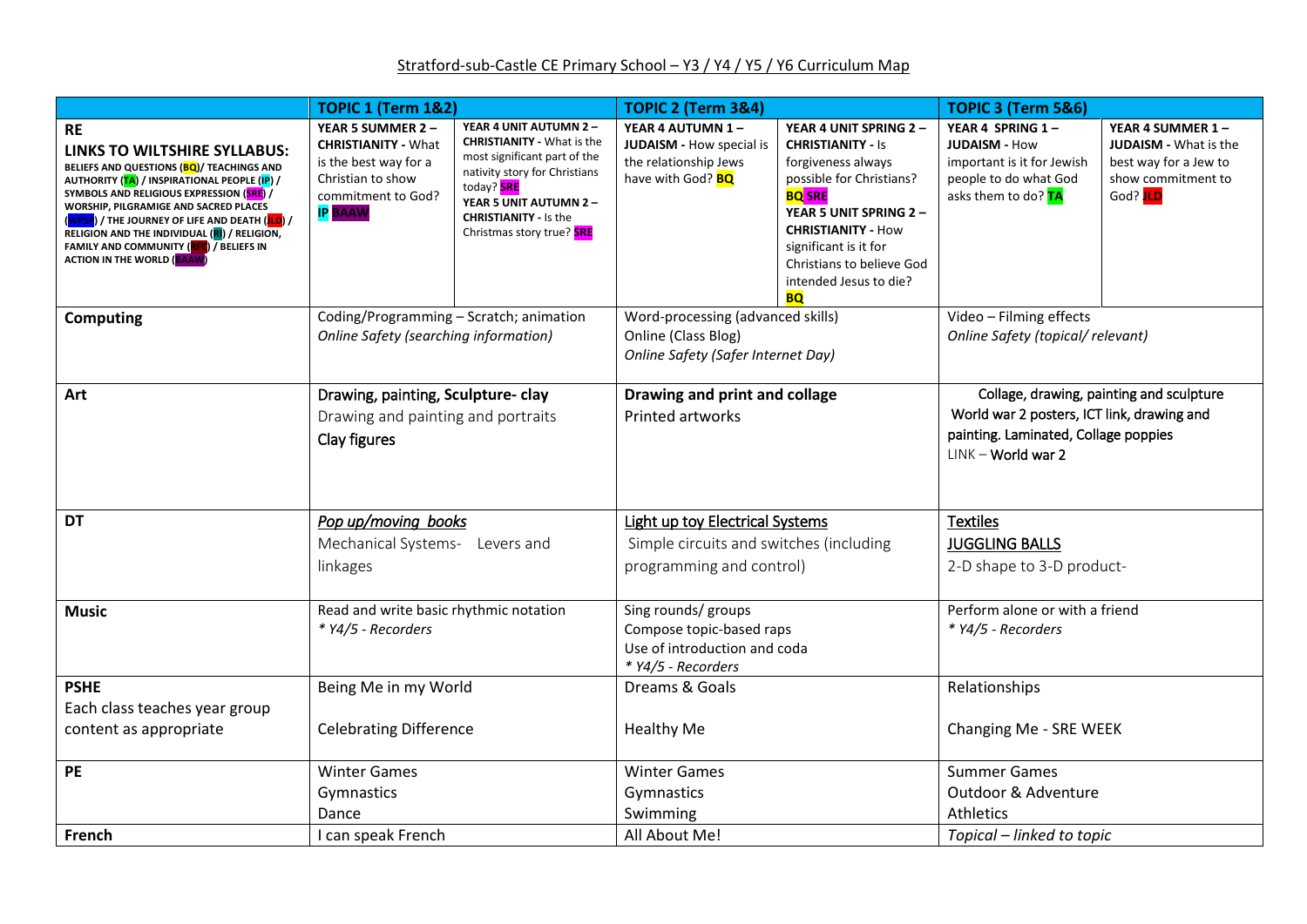Stratford-sub-Castle CE Primary School – Y3 / Y4 / Y5 / Y6 Curriculum Map

| | TOPIC 1 (Term 1&2) | | TOPIC 2 (Term 3&4) | | TOPIC 3 (Term 5&6) | |
|---|---|---|---|---|---|---|
| **RE**<br>**LINKS TO WILTSHIRE SYLLABUS:**<br>**BELIEFS AND QUESTIONS (BQ)/ TEACHINGS AND AUTHORITY (TA) / INSPIRATIONAL PEOPLE (IP) / SYMBOLS AND RELIGIOUS EXPRESSION (SRE) / WORSHIP, PILGRAMIGE AND SACRED PLACES (WPSP) / THE JOURNEY OF LIFE AND DEATH (JLD) / RELIGION AND THE INDIVIDUAL (RI) / RELIGION, FAMILY AND COMMUNITY (RFC) / BELIEFS IN ACTION IN THE WORLD (BAAW)** | **YEAR 5 SUMMER 2 – CHRISTIANITY -** What is the best way for a Christian to show commitment to God? **IP BAAW** | **YEAR 4 UNIT AUTUMN 2 – CHRISTIANITY -** What is the most significant part of the nativity story for Christians today? **SRE**<br>**YEAR 5 UNIT AUTUMN 2 – CHRISTIANITY -** Is the Christmas story true? **SRE** | **YEAR 4 AUTUMN 1 – JUDAISM -** How special is the relationship Jews have with God? **BQ** | **YEAR 4 UNIT SPRING 2 – CHRISTIANITY -** Is forgiveness always possible for Christians? **BQ SRE**<br>**YEAR 5 UNIT SPRING 2 – CHRISTIANITY -** How significant is it for Christians to believe God intended Jesus to die? **BQ** | **YEAR 4 SPRING 1 – JUDAISM -** How important is it for Jewish people to do what God asks them to do? **TA** | **YEAR 4 SUMMER 1 – JUDAISM -** What is the best way for a Jew to show commitment to God? **JLD** |
| **Computing** | Coding/Programming – Scratch; animation<br>*Online Safety (searching information)* | | Word-processing (advanced skills)<br>Online (Class Blog)<br>*Online Safety (Safer Internet Day)* | | Video – Filming effects<br>*Online Safety (topical/ relevant)* | |
| **Art** | **Drawing, painting, Sculpture- clay**<br>Drawing and painting and portraits<br>Clay figures | | **Drawing and print and collage**<br>Printed artworks | | Collage, drawing, painting and sculpture<br>World war 2 posters, ICT link, drawing and painting. Laminated, Collage poppies<br>LINK – World war 2 | |
| **DT** | *Pop up/moving books*<br>Mechanical Systems- Levers and linkages | | Light up toy Electrical Systems<br>Simple circuits and switches (including programming and control) | | Textiles<br>JUGGLING BALLS<br>2-D shape to 3-D product- | |
| **Music** | Read and write basic rhythmic notation<br>*\* Y4/5 - Recorders* | | Sing rounds/ groups<br>Compose topic-based raps<br>Use of introduction and coda<br>*\* Y4/5 - Recorders* | | Perform alone or with a friend<br>*\* Y4/5 - Recorders* | |
| **PSHE**<br>Each class teaches year group content as appropriate | Being Me in my World<br><br>Celebrating Difference | | Dreams & Goals<br><br>Healthy Me | | Relationships<br><br>Changing Me - SRE WEEK | |
| **PE** | Winter Games<br>Gymnastics<br>Dance | | Winter Games<br>Gymnastics<br>Swimming | | Summer Games<br>Outdoor & Adventure<br>Athletics | |
| **French** | I can speak French | | All About Me! | | *Topical – linked to topic* | |